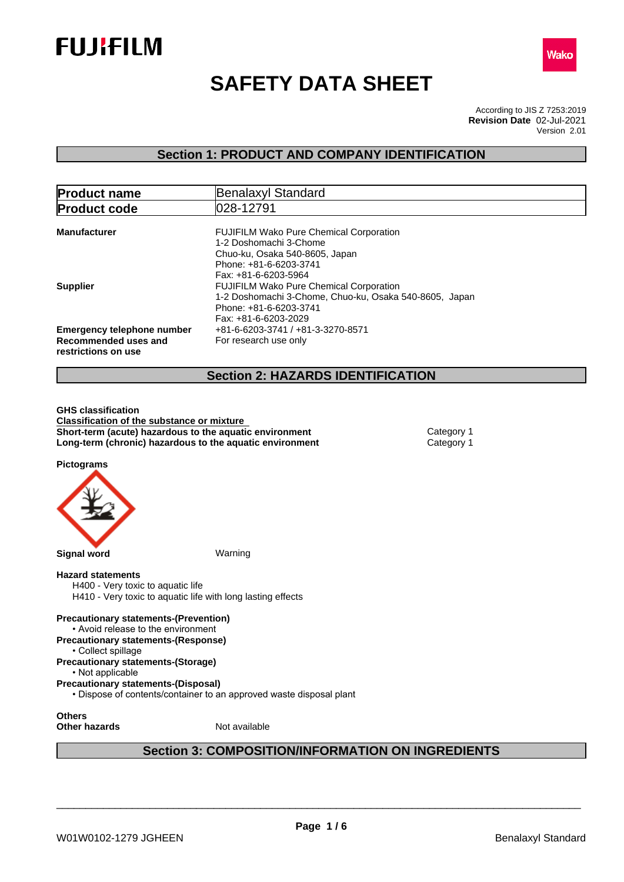FUJIFILM

Wako

# SAFETY DATA SHEET

According to JIS Z 7253:2019
**Revision Date** 02-Jul-2021
Version 2.01

## Section 1: PRODUCT AND COMPANY IDENTIFICATION

| | |
|---|---|
| **Product name** | Benalaxyl Standard |
| **Product code** | 028-12791 |

**Manufacturer**
FUJIFILM Wako Pure Chemical Corporation
1-2 Doshomachi 3-Chome
Chuo-ku, Osaka 540-8605, Japan
Phone: +81-6-6203-3741
Fax: +81-6-6203-5964

**Supplier**
FUJIFILM Wako Pure Chemical Corporation
1-2 Doshomachi 3-Chome, Chuo-ku, Osaka 540-8605, Japan
Phone: +81-6-6203-3741
Fax: +81-6-6203-2029

**Emergency telephone number** +81-6-6203-3741 / +81-3-3270-8571

**Recommended uses and restrictions on use** For research use only

## Section 2: HAZARDS IDENTIFICATION

**GHS classification**

**Classification of the substance or mixture**

| | |
|---|---|
| **Short-term (acute) hazardous to the aquatic environment** | Category 1 |
| **Long-term (chronic) hazardous to the aquatic environment** | Category 1 |

**Pictograms**

**Signal word** Warning

**Hazard statements**
H400 - Very toxic to aquatic life
H410 - Very toxic to aquatic life with long lasting effects

**Precautionary statements-(Prevention)**
- Avoid release to the environment

**Precautionary statements-(Response)**
- Collect spillage

**Precautionary statements-(Storage)**
- Not applicable

**Precautionary statements-(Disposal)**
- Dispose of contents/container to an approved waste disposal plant

**Others**
**Other hazards** Not available

## Section 3: COMPOSITION/INFORMATION ON INGREDIENTS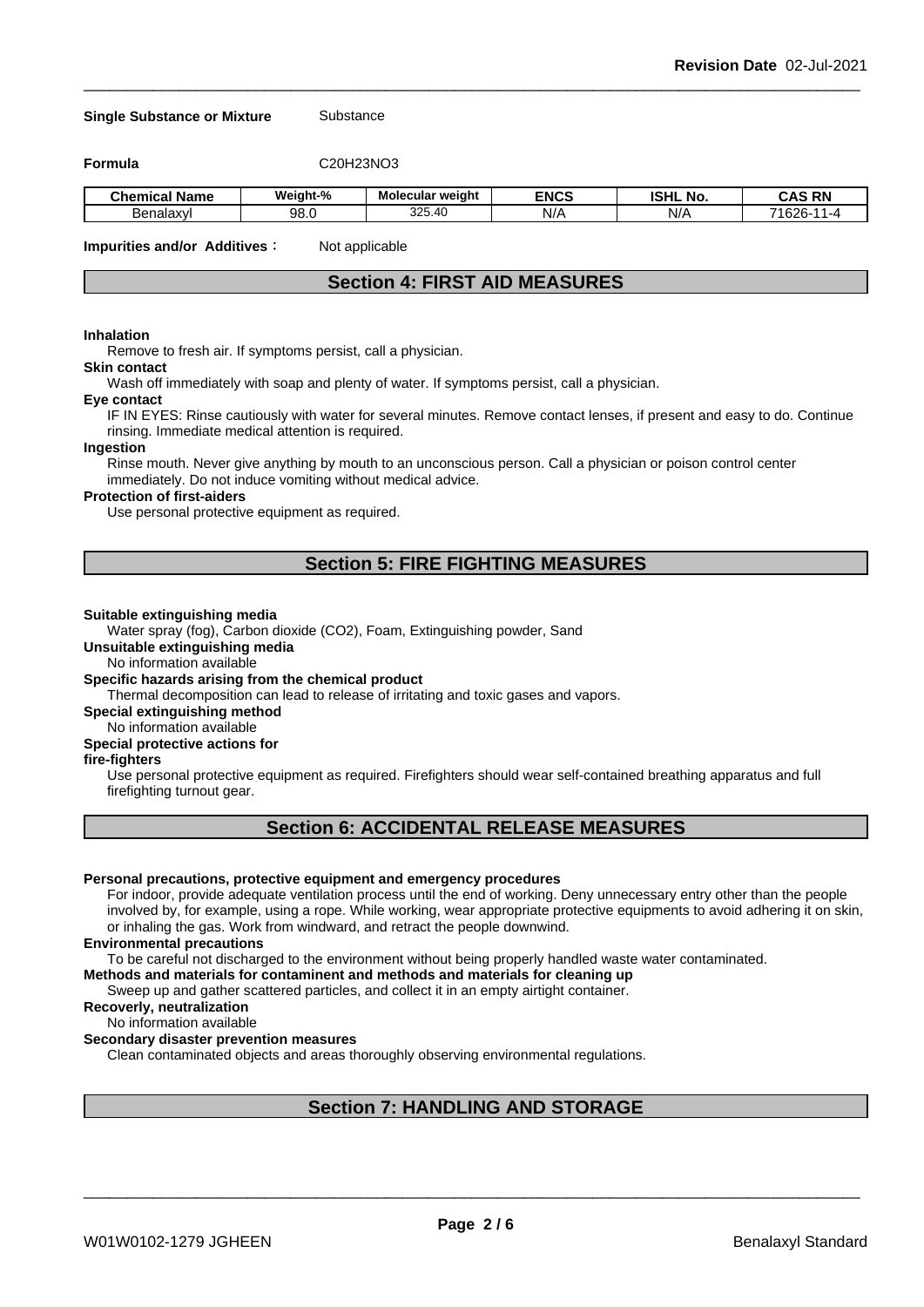**Single Substance or Mixture** Substance

**Formula** $C_{20}H_{23}NO_3$

| Chemical Name | Weight-% | Molecular weight | ENCS | ISHL No. | CAS RN |
|---|---|---|---|---|---|
| Benalaxyl | 98.0 | 325.40 | N/A | N/A | 71626-11-4 |

**Impurities and/or Additives**： Not applicable

## Section 4: FIRST AID MEASURES

**Inhalation**

Remove to fresh air. If symptoms persist, call a physician.

**Skin contact**

Wash off immediately with soap and plenty of water. If symptoms persist, call a physician.

**Eye contact**

IF IN EYES: Rinse cautiously with water for several minutes. Remove contact lenses, if present and easy to do. Continue rinsing. Immediate medical attention is required.

**Ingestion**

Rinse mouth. Never give anything by mouth to an unconscious person. Call a physician or poison control center immediately. Do not induce vomiting without medical advice.

**Protection of first-aiders**

Use personal protective equipment as required.

## Section 5: FIRE FIGHTING MEASURES

**Suitable extinguishing media**

Water spray (fog), Carbon dioxide ($CO_2$), Foam, Extinguishing powder, Sand

**Unsuitable extinguishing media**

No information available

**Specific hazards arising from the chemical product**

Thermal decomposition can lead to release of irritating and toxic gases and vapors.

**Special extinguishing method**

No information available

**Special protective actions for fire-fighters**

Use personal protective equipment as required. Firefighters should wear self-contained breathing apparatus and full firefighting turnout gear.

## Section 6: ACCIDENTAL RELEASE MEASURES

**Personal precautions, protective equipment and emergency procedures**

For indoor, provide adequate ventilation process until the end of working. Deny unnecessary entry other than the people involved by, for example, using a rope. While working, wear appropriate protective equipments to avoid adhering it on skin, or inhaling the gas. Work from windward, and retract the people downwind.

**Environmental precautions**

To be careful not discharged to the environment without being properly handled waste water contaminated.

**Methods and materials for contaminent and methods and materials for cleaning up**

Sweep up and gather scattered particles, and collect it in an empty airtight container.

**Recoverly, neutralization**

No information available

**Secondary disaster prevention measures**

Clean contaminated objects and areas thoroughly observing environmental regulations.

## Section 7: HANDLING AND STORAGE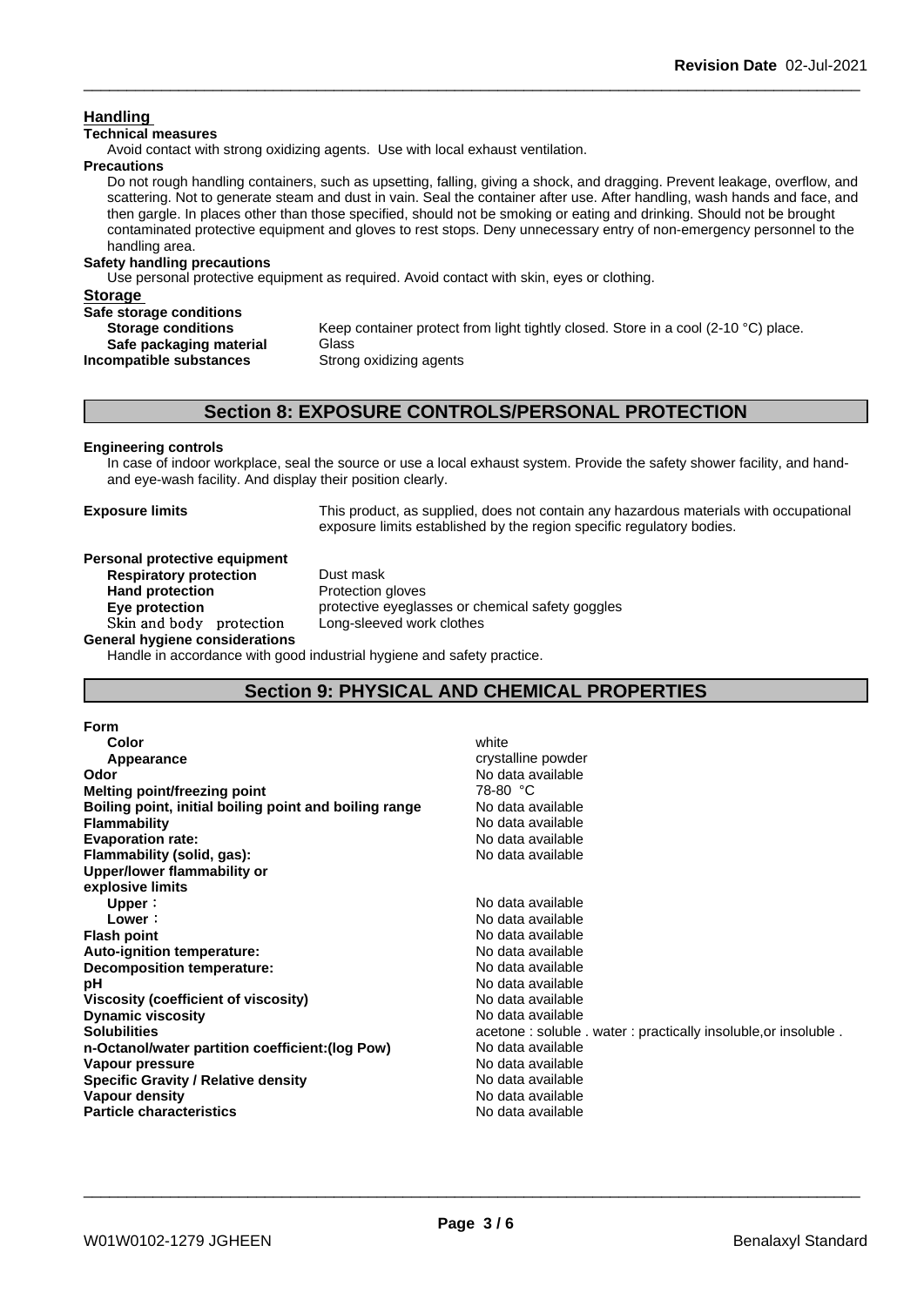## Handling

**Technical measures**

Avoid contact with strong oxidizing agents. Use with local exhaust ventilation.

**Precautions**

Do not rough handling containers, such as upsetting, falling, giving a shock, and dragging. Prevent leakage, overflow, and scattering. Not to generate steam and dust in vain. Seal the container after use. After handling, wash hands and face, and then gargle. In places other than those specified, should not be smoking or eating and drinking. Should not be brought contaminated protective equipment and gloves to rest stops. Deny unnecessary entry of non-emergency personnel to the handling area.

**Safety handling precautions**

Use personal protective equipment as required. Avoid contact with skin, eyes or clothing.

## Storage

**Safe storage conditions**

| | |
|---|---|
| **Storage conditions** | Keep container protect from light tightly closed. Store in a cool (2-10 °C) place. |
| **Safe packaging material** | Glass |
| **Incompatible substances** | Strong oxidizing agents |

## Section 8: EXPOSURE CONTROLS/PERSONAL PROTECTION

**Engineering controls**

In case of indoor workplace, seal the source or use a local exhaust system. Provide the safety shower facility, and hand- and eye-wash facility. And display their position clearly.

**Exposure limits** This product, as supplied, does not contain any hazardous materials with occupational exposure limits established by the region specific regulatory bodies.

**Personal protective equipment**

| | |
|---|---|
| **Respiratory protection** | Dust mask |
| **Hand protection** | Protection gloves |
| **Eye protection** | protective eyeglasses or chemical safety goggles |
| Skin and body protection | Long-sleeved work clothes |

**General hygiene considerations**

Handle in accordance with good industrial hygiene and safety practice.

## Section 9: PHYSICAL AND CHEMICAL PROPERTIES

| | |
|---|---|
| **Form** | |
| **Color** | white |
| **Appearance** | crystalline powder |
| **Odor** | No data available |
| **Melting point/freezing point** | 78-80 °C |
| **Boiling point, initial boiling point and boiling range** | No data available |
| **Flammability** | No data available |
| **Evaporation rate:** | No data available |
| **Flammability (solid, gas):** | No data available |
| **Upper/lower flammability or explosive limits** | |
| **Upper：** | No data available |
| **Lower：** | No data available |
| **Flash point** | No data available |
| **Auto-ignition temperature:** | No data available |
| **Decomposition temperature:** | No data available |
| **pH** | No data available |
| **Viscosity (coefficient of viscosity)** | No data available |
| **Dynamic viscosity** | No data available |
| **Solubilities** | acetone : soluble . water : practically insoluble,or insoluble . |
| **n-Octanol/water partition coefficient:(log Pow)** | No data available |
| **Vapour pressure** | No data available |
| **Specific Gravity / Relative density** | No data available |
| **Vapour density** | No data available |
| **Particle characteristics** | No data available |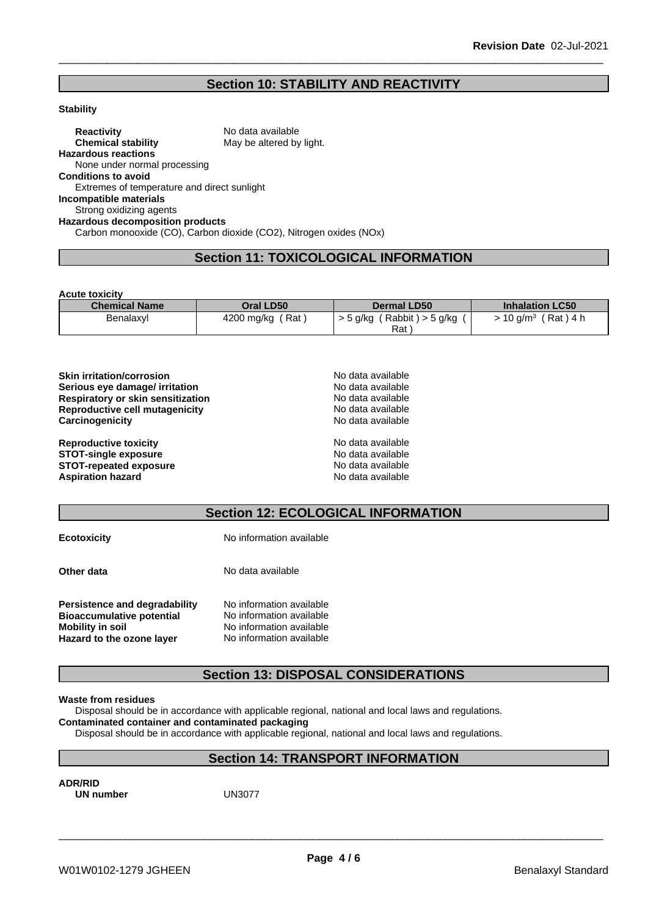## Section 10: STABILITY AND REACTIVITY

**Stability**

**Reactivity** No data available
**Chemical stability** May be altered by light.

**Hazardous reactions**
None under normal processing

**Conditions to avoid**
Extremes of temperature and direct sunlight

**Incompatible materials**
Strong oxidizing agents

**Hazardous decomposition products**
Carbon monooxide (CO), Carbon dioxide (CO2), Nitrogen oxides (NOx)

## Section 11: TOXICOLOGICAL INFORMATION

**Acute toxicity**

| Chemical Name | Oral LD50 | Dermal LD50 | Inhalation LC50 |
|---|---|---|---|
| Benalaxyl | 4200 mg/kg ( Rat ) | > 5 g/kg ( Rabbit ) > 5 g/kg ( Rat ) | > 10 g/m³ ( Rat ) 4 h |

**Skin irritation/corrosion** No data available
**Serious eye damage/ irritation** No data available
**Respiratory or skin sensitization** No data available
**Reproductive cell mutagenicity** No data available
**Carcinogenicity** No data available

**Reproductive toxicity** No data available
**STOT-single exposure** No data available
**STOT-repeated exposure** No data available
**Aspiration hazard** No data available

## Section 12: ECOLOGICAL INFORMATION

**Ecotoxicity** No information available

**Other data** No data available

**Persistence and degradability** No information available
**Bioaccumulative potential** No information available
**Mobility in soil** No information available
**Hazard to the ozone layer** No information available

## Section 13: DISPOSAL CONSIDERATIONS

**Waste from residues**
Disposal should be in accordance with applicable regional, national and local laws and regulations.

**Contaminated container and contaminated packaging**
Disposal should be in accordance with applicable regional, national and local laws and regulations.

## Section 14: TRANSPORT INFORMATION

**ADR/RID**
**UN number** UN3077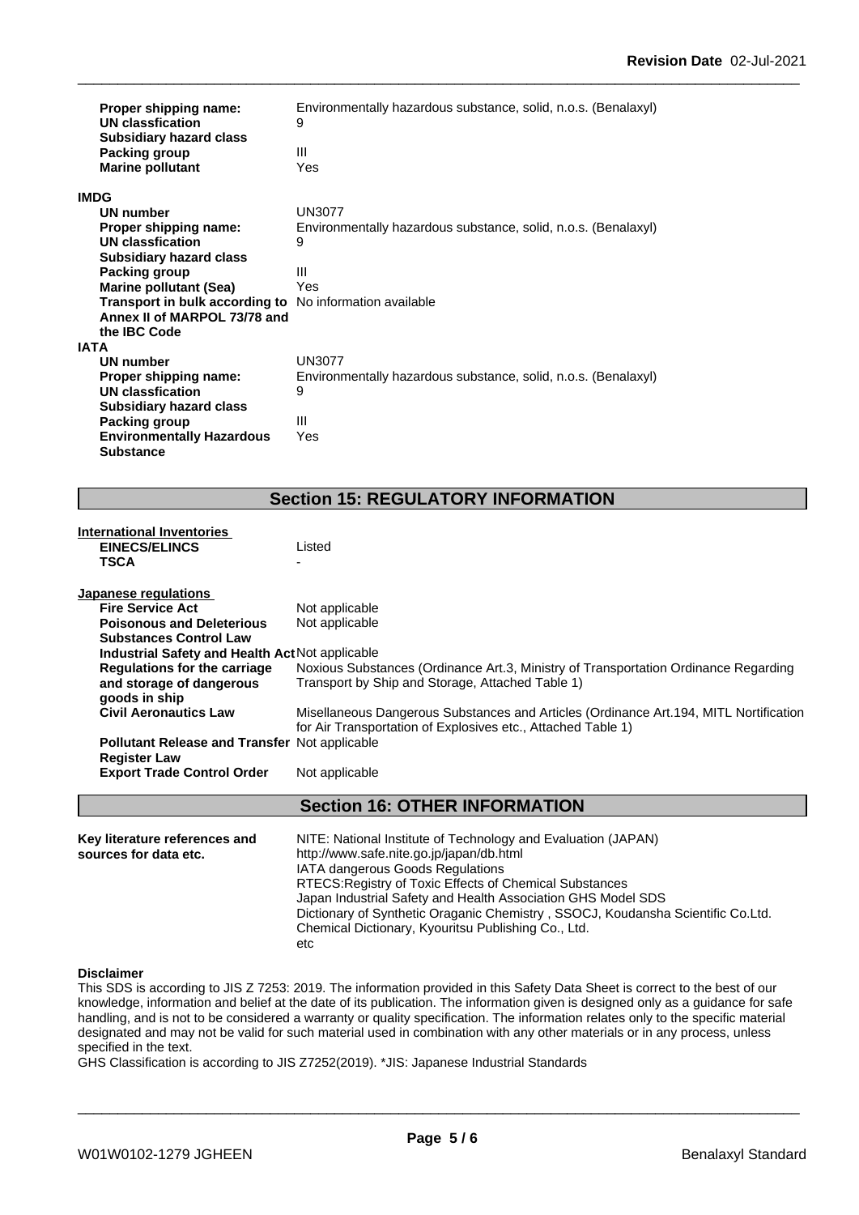| | |
|---|---|
| **Proper shipping name:** | Environmentally hazardous substance, solid, n.o.s. (Benalaxyl) |
| **UN classfication** | 9 |
| **Subsidiary hazard class** | |
| **Packing group** | III |
| **Marine pollutant** | Yes |

**IMDG**

| | |
|---|---|
| **UN number** | UN3077 |
| **Proper shipping name:** | Environmentally hazardous substance, solid, n.o.s. (Benalaxyl) |
| **UN classfication** | 9 |
| **Subsidiary hazard class** | |
| **Packing group** | III |
| **Marine pollutant (Sea)** | Yes |
| **Transport in bulk according to Annex II of MARPOL 73/78 and the IBC Code** | No information available |

**IATA**

| | |
|---|---|
| **UN number** | UN3077 |
| **Proper shipping name:** | Environmentally hazardous substance, solid, n.o.s. (Benalaxyl) |
| **UN classfication** | 9 |
| **Subsidiary hazard class** | |
| **Packing group** | III |
| **Environmentally Hazardous Substance** | Yes |

## Section 15: REGULATORY INFORMATION

**International Inventories**

| | |
|---|---|
| **EINECS/ELINCS** | Listed |
| **TSCA** | - |

**Japanese regulations**

| | |
|---|---|
| **Fire Service Act** | Not applicable |
| **Poisonous and Deleterious Substances Control Law** | Not applicable |
| **Industrial Safety and Health Act** | Not applicable |
| **Regulations for the carriage and storage of dangerous goods in ship** | Noxious Substances (Ordinance Art.3, Ministry of Transportation Ordinance Regarding Transport by Ship and Storage, Attached Table 1) |
| **Civil Aeronautics Law** | Misellaneous Dangerous Substances and Articles (Ordinance Art.194, MITL Nortification for Air Transportation of Explosives etc., Attached Table 1) |
| **Pollutant Release and Transfer Register Law** | Not applicable |
| **Export Trade Control Order** | Not applicable |

## Section 16: OTHER INFORMATION

**Key literature references and sources for data etc.**

NITE: National Institute of Technology and Evaluation (JAPAN)
http://www.safe.nite.go.jp/japan/db.html
IATA dangerous Goods Regulations
RTECS:Registry of Toxic Effects of Chemical Substances
Japan Industrial Safety and Health Association GHS Model SDS
Dictionary of Synthetic Oraganic Chemistry , SSOCJ, Koudansha Scientific Co.Ltd.
Chemical Dictionary, Kyouritsu Publishing Co., Ltd.
etc

**Disclaimer**

This SDS is according to JIS Z 7253: 2019. The information provided in this Safety Data Sheet is correct to the best of our knowledge, information and belief at the date of its publication. The information given is designed only as a guidance for safe handling, and is not to be considered a warranty or quality specification. The information relates only to the specific material designated and may not be valid for such material used in combination with any other materials or in any process, unless specified in the text.

GHS Classification is according to JIS Z7252(2019). *JIS: Japanese Industrial Standards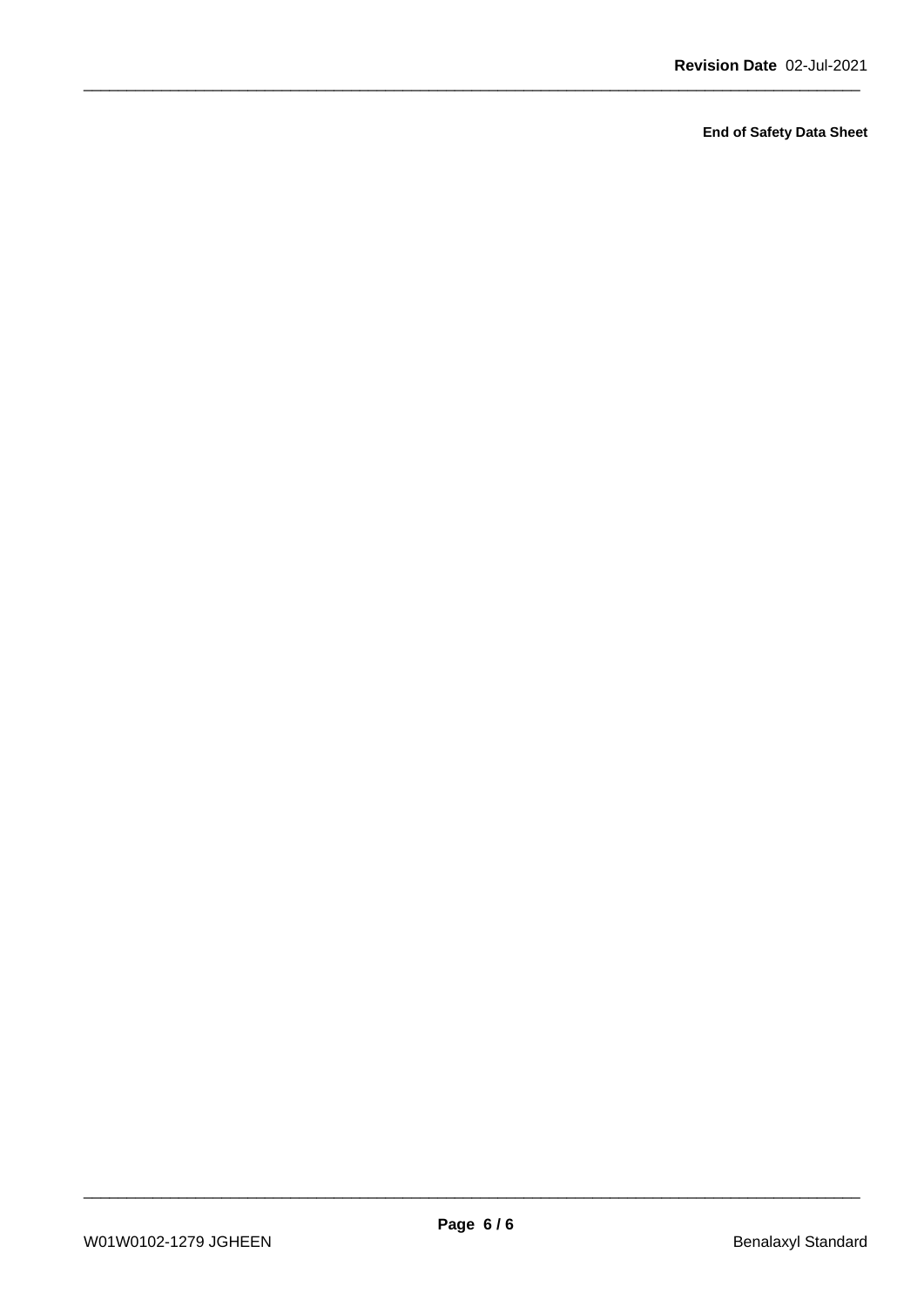**End of Safety Data Sheet**